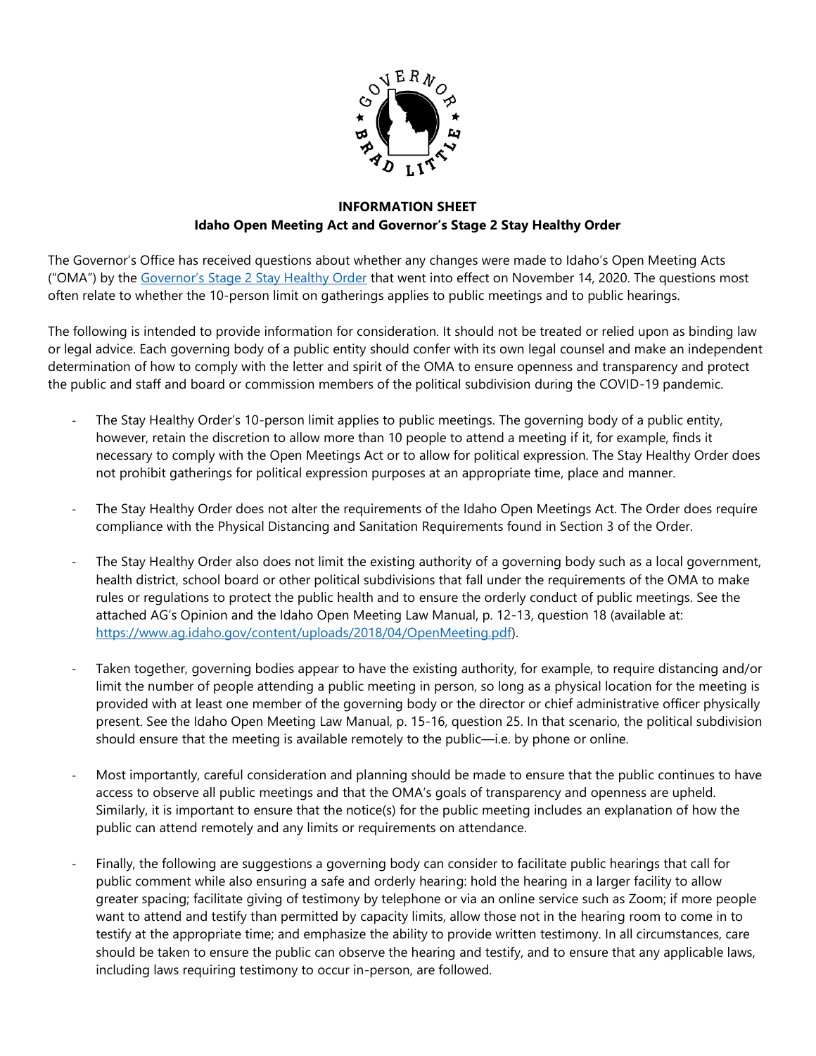**INFORMATION SHEET**
**Idaho Open Meeting Act and Governor's Stage 2 Stay Healthy Order**

The Governor's Office has received questions about whether any changes were made to Idaho's Open Meeting Acts ("OMA") by the [Governor's Stage 2 Stay Healthy Order]() that went into effect on November 14, 2020. The questions most often relate to whether the 10-person limit on gatherings applies to public meetings and to public hearings.

The following is intended to provide information for consideration. It should not be treated or relied upon as binding law or legal advice. Each governing body of a public entity should confer with its own legal counsel and make an independent determination of how to comply with the letter and spirit of the OMA to ensure openness and transparency and protect the public and staff and board or commission members of the political subdivision during the COVID-19 pandemic.

- The Stay Healthy Order's 10-person limit applies to public meetings. The governing body of a public entity, however, retain the discretion to allow more than 10 people to attend a meeting if it, for example, finds it necessary to comply with the Open Meetings Act or to allow for political expression. The Stay Healthy Order does not prohibit gatherings for political expression purposes at an appropriate time, place and manner.

- The Stay Healthy Order does not alter the requirements of the Idaho Open Meetings Act. The Order does require compliance with the Physical Distancing and Sanitation Requirements found in Section 3 of the Order.

- The Stay Healthy Order also does not limit the existing authority of a governing body such as a local government, health district, school board or other political subdivisions that fall under the requirements of the OMA to make rules or regulations to protect the public health and to ensure the orderly conduct of public meetings. See the attached AG's Opinion and the Idaho Open Meeting Law Manual, p. 12-13, question 18 (available at: https://www.ag.idaho.gov/content/uploads/2018/04/OpenMeeting.pdf).

- Taken together, governing bodies appear to have the existing authority, for example, to require distancing and/or limit the number of people attending a public meeting in person, so long as a physical location for the meeting is provided with at least one member of the governing body or the director or chief administrative officer physically present. See the Idaho Open Meeting Law Manual, p. 15-16, question 25. In that scenario, the political subdivision should ensure that the meeting is available remotely to the public—i.e. by phone or online.

- Most importantly, careful consideration and planning should be made to ensure that the public continues to have access to observe all public meetings and that the OMA's goals of transparency and openness are upheld. Similarly, it is important to ensure that the notice(s) for the public meeting includes an explanation of how the public can attend remotely and any limits or requirements on attendance.

- Finally, the following are suggestions a governing body can consider to facilitate public hearings that call for public comment while also ensuring a safe and orderly hearing: hold the hearing in a larger facility to allow greater spacing; facilitate giving of testimony by telephone or via an online service such as Zoom; if more people want to attend and testify than permitted by capacity limits, allow those not in the hearing room to come in to testify at the appropriate time; and emphasize the ability to provide written testimony. In all circumstances, care should be taken to ensure the public can observe the hearing and testify, and to ensure that any applicable laws, including laws requiring testimony to occur in-person, are followed.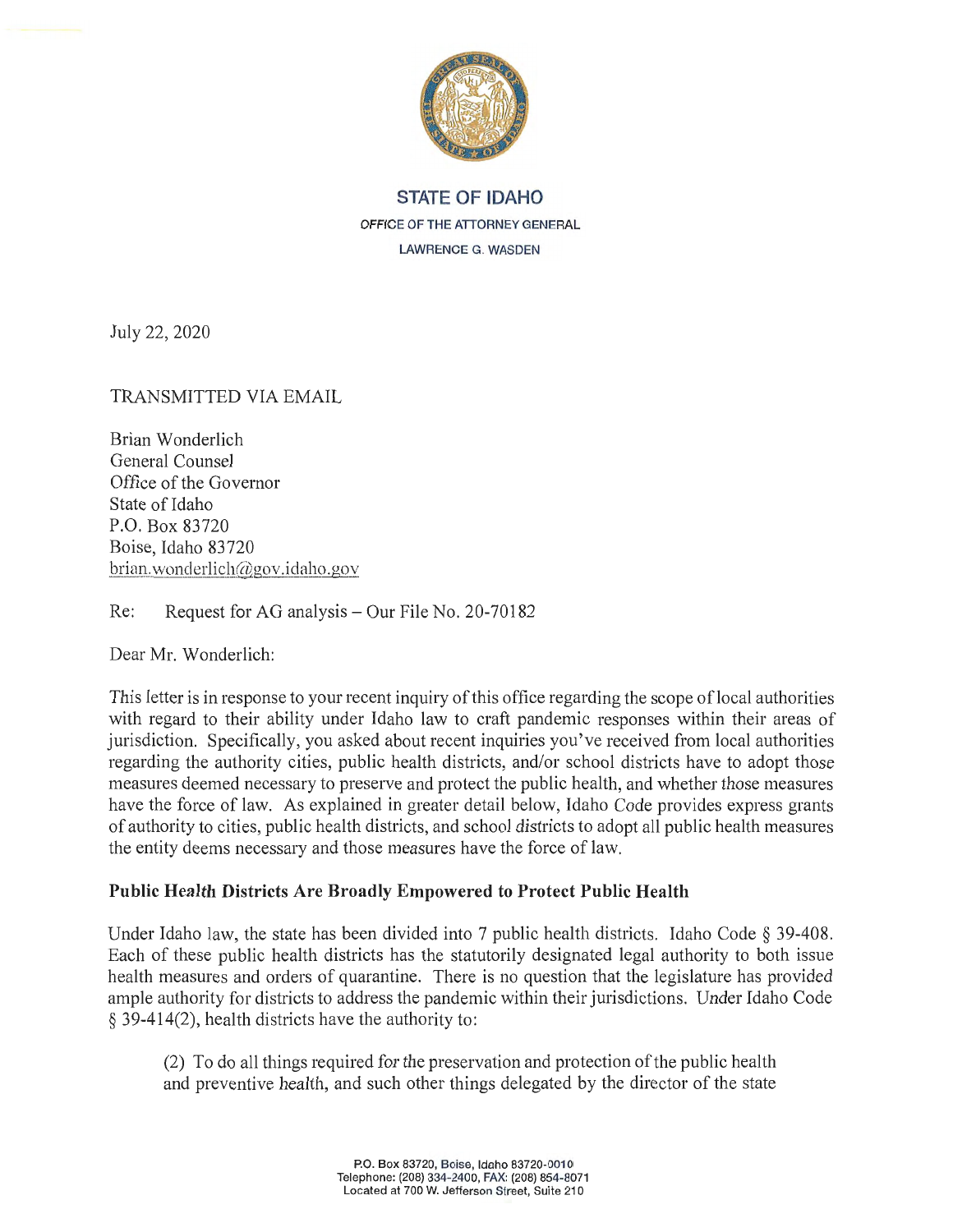STATE OF IDAHO

OFFICE OF THE ATTORNEY GENERAL

LAWRENCE G. WASDEN

July 22, 2020

TRANSMITTED VIA EMAIL

Brian Wonderlich
General Counsel
Office of the Governor
State of Idaho
P.O. Box 83720
Boise, Idaho 83720
brian.wonderlich@gov.idaho.gov

Re: Request for AG analysis – Our File No. 20-70182

Dear Mr. Wonderlich:

This letter is in response to your recent inquiry of this office regarding the scope of local authorities with regard to their ability under Idaho law to craft pandemic responses within their areas of jurisdiction. Specifically, you asked about recent inquiries you've received from local authorities regarding the authority cities, public health districts, and/or school districts have to adopt those measures deemed necessary to preserve and protect the public health, and whether those measures have the force of law. As explained in greater detail below, Idaho Code provides express grants of authority to cities, public health districts, and school districts to adopt all public health measures the entity deems necessary and those measures have the force of law.

**Public Health Districts Are Broadly Empowered to Protect Public Health**

Under Idaho law, the state has been divided into 7 public health districts. Idaho Code § 39-408. Each of these public health districts has the statutorily designated legal authority to both issue health measures and orders of quarantine. There is no question that the legislature has provided ample authority for districts to address the pandemic within their jurisdictions. Under Idaho Code § 39-414(2), health districts have the authority to:

> (2) To do all things required for the preservation and protection of the public health and preventive health, and such other things delegated by the director of the state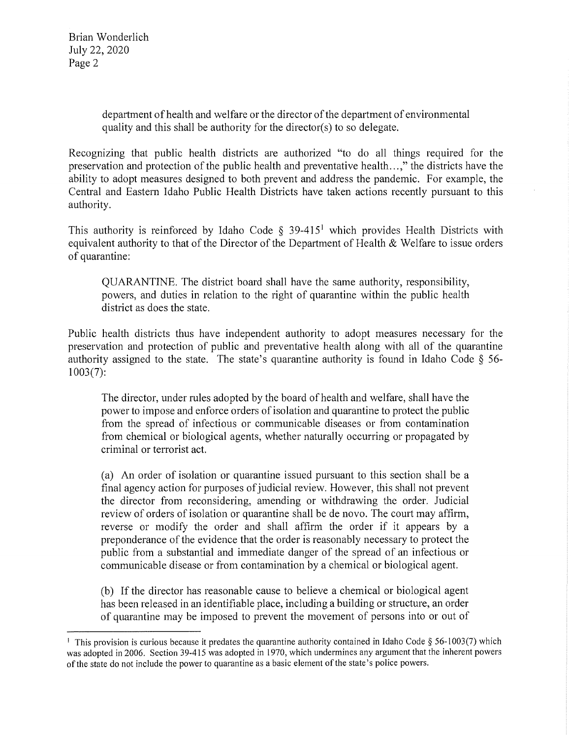> department of health and welfare or the director of the department of environmental quality and this shall be authority for the director(s) to so delegate.

Recognizing that public health districts are authorized "to do all things required for the preservation and protection of the public health and preventative health...," the districts have the ability to adopt measures designed to both prevent and address the pandemic. For example, the Central and Eastern Idaho Public Health Districts have taken actions recently pursuant to this authority.

This authority is reinforced by Idaho Code § 39-415[1] which provides Health Districts with equivalent authority to that of the Director of the Department of Health & Welfare to issue orders of quarantine:

> QUARANTINE. The district board shall have the same authority, responsibility, powers, and duties in relation to the right of quarantine within the public health district as does the state.

Public health districts thus have independent authority to adopt measures necessary for the preservation and protection of public and preventative health along with all of the quarantine authority assigned to the state. The state's quarantine authority is found in Idaho Code § 56-1003(7):

> The director, under rules adopted by the board of health and welfare, shall have the power to impose and enforce orders of isolation and quarantine to protect the public from the spread of infectious or communicable diseases or from contamination from chemical or biological agents, whether naturally occurring or propagated by criminal or terrorist act.
>
> (a) An order of isolation or quarantine issued pursuant to this section shall be a final agency action for purposes of judicial review. However, this shall not prevent the director from reconsidering, amending or withdrawing the order. Judicial review of orders of isolation or quarantine shall be de novo. The court may affirm, reverse or modify the order and shall affirm the order if it appears by a preponderance of the evidence that the order is reasonably necessary to protect the public from a substantial and immediate danger of the spread of an infectious or communicable disease or from contamination by a chemical or biological agent.
>
> (b) If the director has reasonable cause to believe a chemical or biological agent has been released in an identifiable place, including a building or structure, an order of quarantine may be imposed to prevent the movement of persons into or out of

[1] This provision is curious because it predates the quarantine authority contained in Idaho Code § 56-1003(7) which was adopted in 2006. Section 39-415 was adopted in 1970, which undermines any argument that the inherent powers of the state do not include the power to quarantine as a basic element of the state's police powers.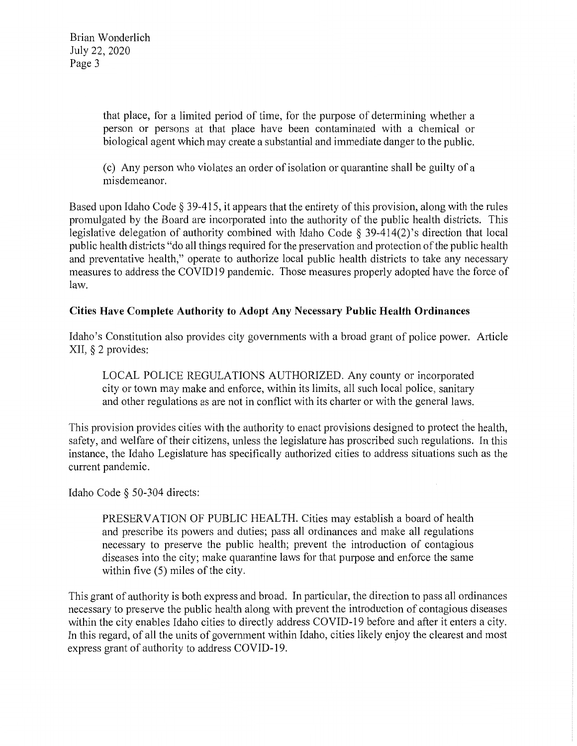> that place, for a limited period of time, for the purpose of determining whether a person or persons at that place have been contaminated with a chemical or biological agent which may create a substantial and immediate danger to the public.
>
> (c) Any person who violates an order of isolation or quarantine shall be guilty of a misdemeanor.

Based upon Idaho Code § 39-415, it appears that the entirety of this provision, along with the rules promulgated by the Board are incorporated into the authority of the public health districts. This legislative delegation of authority combined with Idaho Code § 39-414(2)'s direction that local public health districts "do all things required for the preservation and protection of the public health and preventative health," operate to authorize local public health districts to take any necessary measures to address the COVID19 pandemic. Those measures properly adopted have the force of law.

**Cities Have Complete Authority to Adopt Any Necessary Public Health Ordinances**

Idaho's Constitution also provides city governments with a broad grant of police power. Article XII, § 2 provides:

> LOCAL POLICE REGULATIONS AUTHORIZED. Any county or incorporated city or town may make and enforce, within its limits, all such local police, sanitary and other regulations as are not in conflict with its charter or with the general laws.

This provision provides cities with the authority to enact provisions designed to protect the health, safety, and welfare of their citizens, unless the legislature has proscribed such regulations. In this instance, the Idaho Legislature has specifically authorized cities to address situations such as the current pandemic.

Idaho Code § 50-304 directs:

> PRESERVATION OF PUBLIC HEALTH. Cities may establish a board of health and prescribe its powers and duties; pass all ordinances and make all regulations necessary to preserve the public health; prevent the introduction of contagious diseases into the city; make quarantine laws for that purpose and enforce the same within five (5) miles of the city.

This grant of authority is both express and broad. In particular, the direction to pass all ordinances necessary to preserve the public health along with prevent the introduction of contagious diseases within the city enables Idaho cities to directly address COVID-19 before and after it enters a city. In this regard, of all the units of government within Idaho, cities likely enjoy the clearest and most express grant of authority to address COVID-19.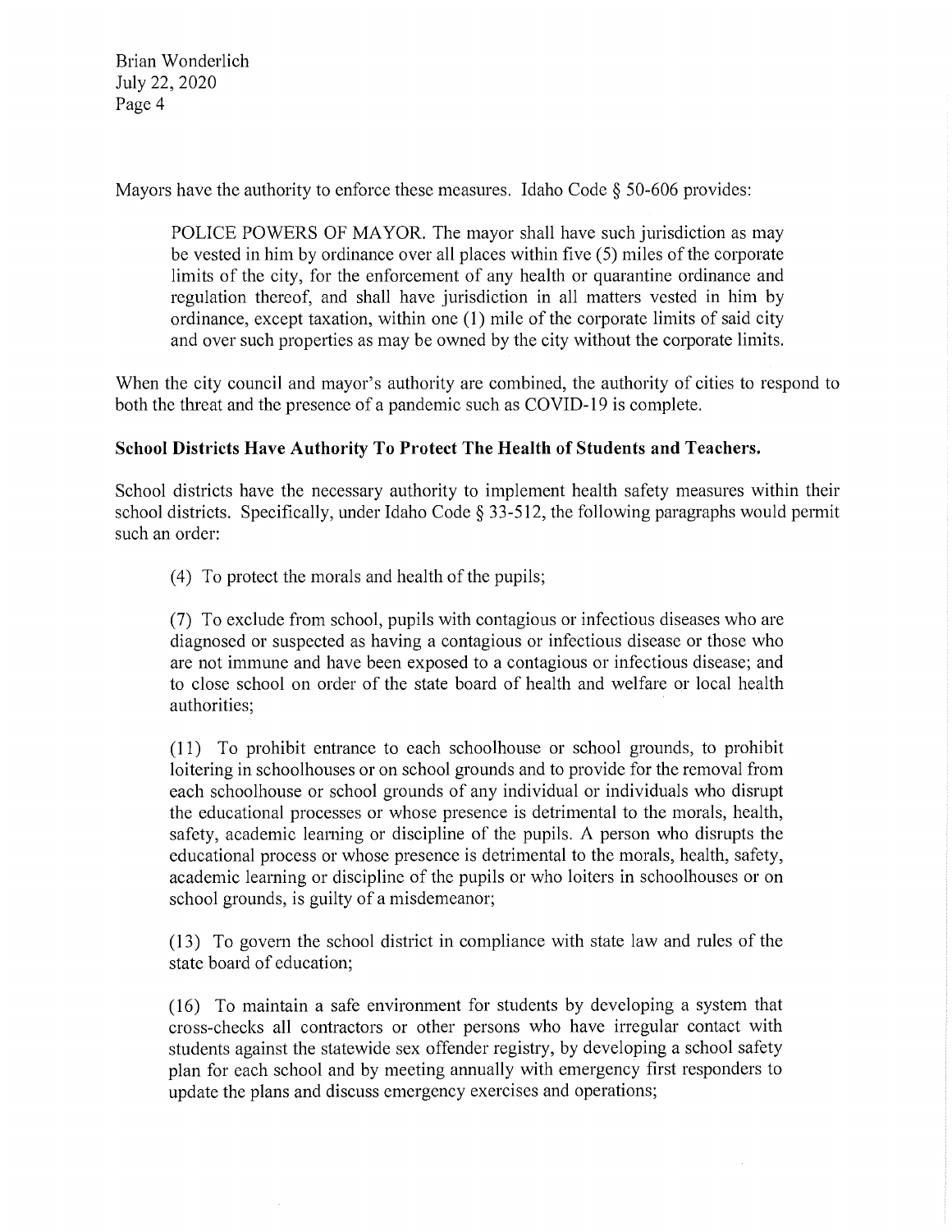Mayors have the authority to enforce these measures. Idaho Code § 50-606 provides:

> POLICE POWERS OF MAYOR. The mayor shall have such jurisdiction as may be vested in him by ordinance over all places within five (5) miles of the corporate limits of the city, for the enforcement of any health or quarantine ordinance and regulation thereof, and shall have jurisdiction in all matters vested in him by ordinance, except taxation, within one (1) mile of the corporate limits of said city and over such properties as may be owned by the city without the corporate limits.

When the city council and mayor's authority are combined, the authority of cities to respond to both the threat and the presence of a pandemic such as COVID-19 is complete.

**School Districts Have Authority To Protect The Health of Students and Teachers.**

School districts have the necessary authority to implement health safety measures within their school districts. Specifically, under Idaho Code § 33-512, the following paragraphs would permit such an order:

> (4) To protect the morals and health of the pupils;
>
> (7) To exclude from school, pupils with contagious or infectious diseases who are diagnosed or suspected as having a contagious or infectious disease or those who are not immune and have been exposed to a contagious or infectious disease; and to close school on order of the state board of health and welfare or local health authorities;
>
> (11) To prohibit entrance to each schoolhouse or school grounds, to prohibit loitering in schoolhouses or on school grounds and to provide for the removal from each schoolhouse or school grounds of any individual or individuals who disrupt the educational processes or whose presence is detrimental to the morals, health, safety, academic learning or discipline of the pupils. A person who disrupts the educational process or whose presence is detrimental to the morals, health, safety, academic learning or discipline of the pupils or who loiters in schoolhouses or on school grounds, is guilty of a misdemeanor;
>
> (13) To govern the school district in compliance with state law and rules of the state board of education;
>
> (16) To maintain a safe environment for students by developing a system that cross-checks all contractors or other persons who have irregular contact with students against the statewide sex offender registry, by developing a school safety plan for each school and by meeting annually with emergency first responders to update the plans and discuss emergency exercises and operations;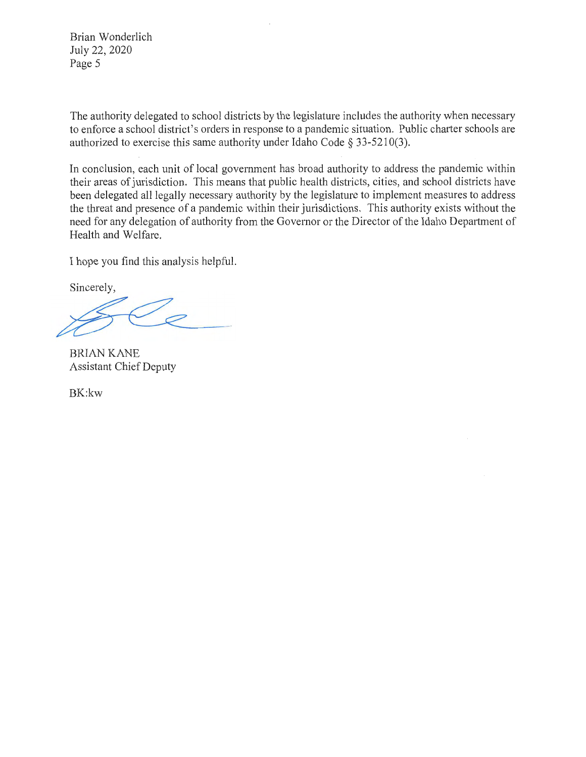The authority delegated to school districts by the legislature includes the authority when necessary to enforce a school district's orders in response to a pandemic situation. Public charter schools are authorized to exercise this same authority under Idaho Code § 33-5210(3).

In conclusion, each unit of local government has broad authority to address the pandemic within their areas of jurisdiction. This means that public health districts, cities, and school districts have been delegated all legally necessary authority by the legislature to implement measures to address the threat and presence of a pandemic within their jurisdictions. This authority exists without the need for any delegation of authority from the Governor or the Director of the Idaho Department of Health and Welfare.

I hope you find this analysis helpful.

Sincerely,

BRIAN KANE
Assistant Chief Deputy

BK:kw